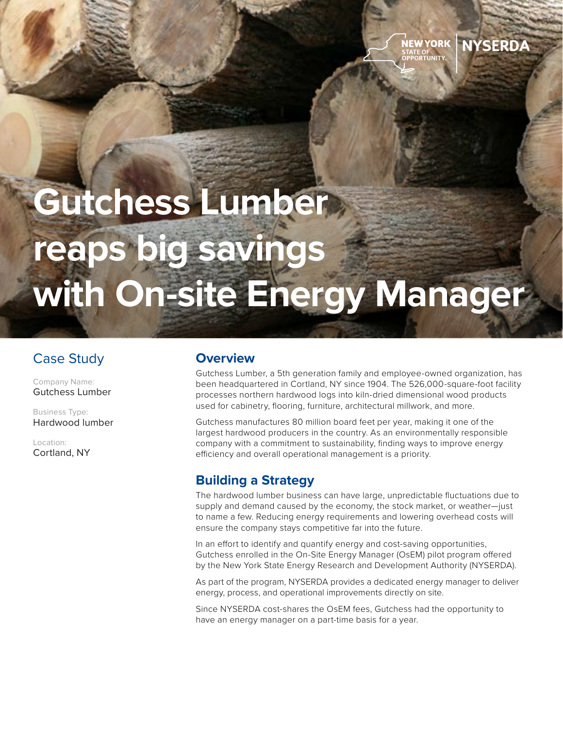# Gutchess Lumber reaps big savings with On-site Energy Manager

## Case Study

Company Name:
Gutchess Lumber

Business Type:
Hardwood lumber

Location:
Cortland, NY

## Overview

Gutchess Lumber, a 5th generation family and employee-owned organization, has been headquartered in Cortland, NY since 1904. The 526,000-square-foot facility processes northern hardwood logs into kiln-dried dimensional wood products used for cabinetry, flooring, furniture, architectural millwork, and more.

Gutchess manufactures 80 million board feet per year, making it one of the largest hardwood producers in the country. As an environmentally responsible company with a commitment to sustainability, finding ways to improve energy efficiency and overall operational management is a priority.

## Building a Strategy

The hardwood lumber business can have large, unpredictable fluctuations due to supply and demand caused by the economy, the stock market, or weather—just to name a few. Reducing energy requirements and lowering overhead costs will ensure the company stays competitive far into the future.

In an effort to identify and quantify energy and cost-saving opportunities, Gutchess enrolled in the On-Site Energy Manager (OsEM) pilot program offered by the New York State Energy Research and Development Authority (NYSERDA).

As part of the program, NYSERDA provides a dedicated energy manager to deliver energy, process, and operational improvements directly on site.

Since NYSERDA cost-shares the OsEM fees, Gutchess had the opportunity to have an energy manager on a part-time basis for a year.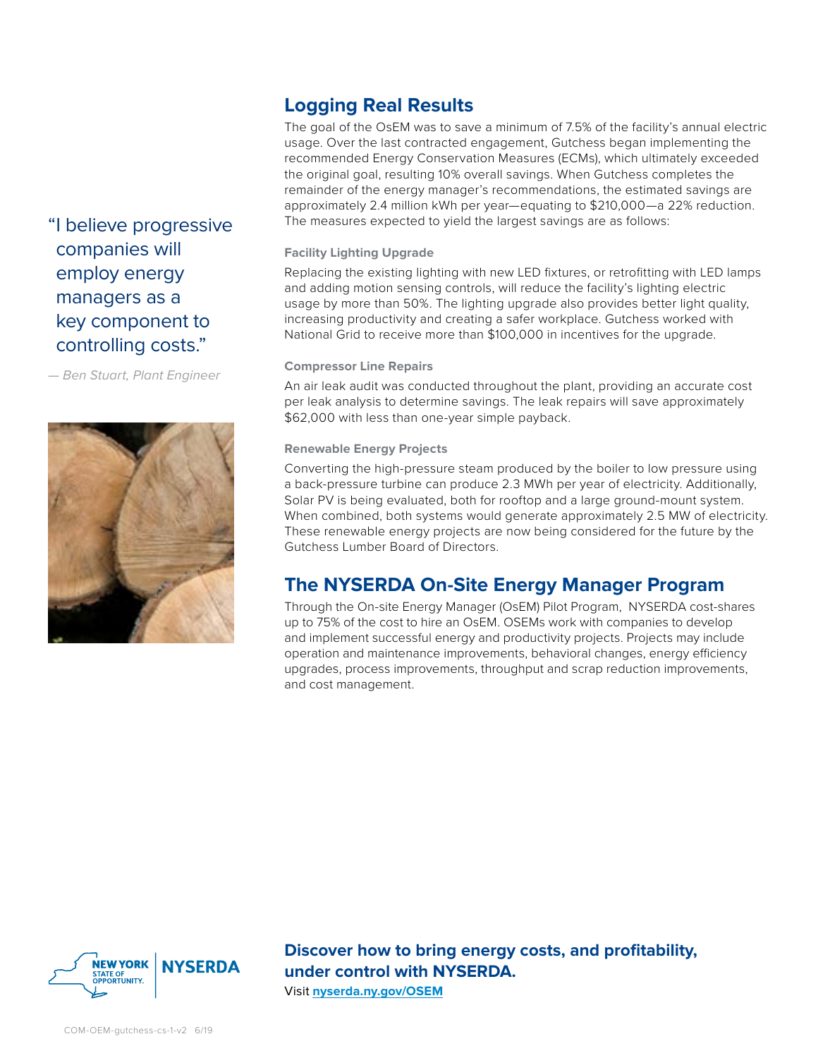> "I believe progressive companies will employ energy managers as a key component to controlling costs."
>
> *— Ben Stuart, Plant Engineer*

## Logging Real Results

The goal of the OsEM was to save a minimum of 7.5% of the facility's annual electric usage. Over the last contracted engagement, Gutchess began implementing the recommended Energy Conservation Measures (ECMs), which ultimately exceeded the original goal, resulting 10% overall savings. When Gutchess completes the remainder of the energy manager's recommendations, the estimated savings are approximately 2.4 million kWh per year—equating to $210,000—a 22% reduction. The measures expected to yield the largest savings are as follows:

### Facility Lighting Upgrade

Replacing the existing lighting with new LED fixtures, or retrofitting with LED lamps and adding motion sensing controls, will reduce the facility's lighting electric usage by more than 50%. The lighting upgrade also provides better light quality, increasing productivity and creating a safer workplace. Gutchess worked with National Grid to receive more than $100,000 in incentives for the upgrade.

### Compressor Line Repairs

An air leak audit was conducted throughout the plant, providing an accurate cost per leak analysis to determine savings. The leak repairs will save approximately $62,000 with less than one-year simple payback.

### Renewable Energy Projects

Converting the high-pressure steam produced by the boiler to low pressure using a back-pressure turbine can produce 2.3 MWh per year of electricity. Additionally, Solar PV is being evaluated, both for rooftop and a large ground-mount system. When combined, both systems would generate approximately 2.5 MW of electricity. These renewable energy projects are now being considered for the future by the Gutchess Lumber Board of Directors.

## The NYSERDA On-Site Energy Manager Program

Through the On-site Energy Manager (OsEM) Pilot Program, NYSERDA cost-shares up to 75% of the cost to hire an OsEM. OSEMs work with companies to develop and implement successful energy and productivity projects. Projects may include operation and maintenance improvements, behavioral changes, energy efficiency upgrades, process improvements, throughput and scrap reduction improvements, and cost management.

NEW YORK STATE OF OPPORTUNITY. | NYSERDA

**Discover how to bring energy costs, and profitability, under control with NYSERDA.**

Visit **nyserda.ny.gov/OSEM**

COM-OEM-gutchess-cs-1-v2 6/19